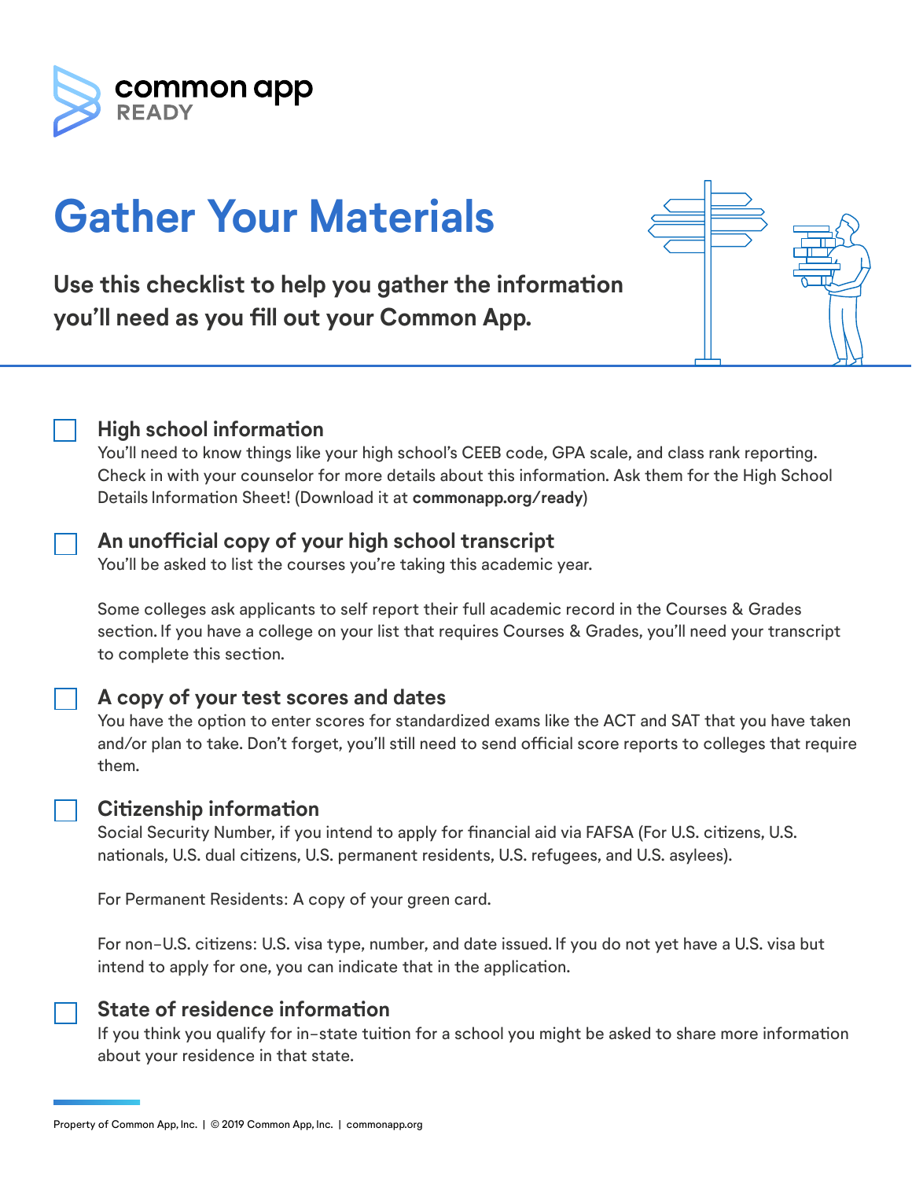common app
READY

# Gather Your Materials

**Use this checklist to help you gather the information you'll need as you fill out your Common App.**

- [ ] **High school information**
  You'll need to know things like your high school's CEEB code, GPA scale, and class rank reporting. Check in with your counselor for more details about this information. Ask them for the High School Details Information Sheet! (Download it at **commonapp.org/ready**)

- [ ] **An unofficial copy of your high school transcript**
  You'll be asked to list the courses you're taking this academic year.

  Some colleges ask applicants to self report their full academic record in the Courses & Grades section. If you have a college on your list that requires Courses & Grades, you'll need your transcript to complete this section.

- [ ] **A copy of your test scores and dates**
  You have the option to enter scores for standardized exams like the ACT and SAT that you have taken and/or plan to take. Don't forget, you'll still need to send official score reports to colleges that require them.

- [ ] **Citizenship information**
  Social Security Number, if you intend to apply for financial aid via FAFSA (For U.S. citizens, U.S. nationals, U.S. dual citizens, U.S. permanent residents, U.S. refugees, and U.S. asylees).

  For Permanent Residents: A copy of your green card.

  For non-U.S. citizens: U.S. visa type, number, and date issued. If you do not yet have a U.S. visa but intend to apply for one, you can indicate that in the application.

- [ ] **State of residence information**
  If you think you qualify for in-state tuition for a school you might be asked to share more information about your residence in that state.

Property of Common App, Inc. | © 2019 Common App, Inc. | commonapp.org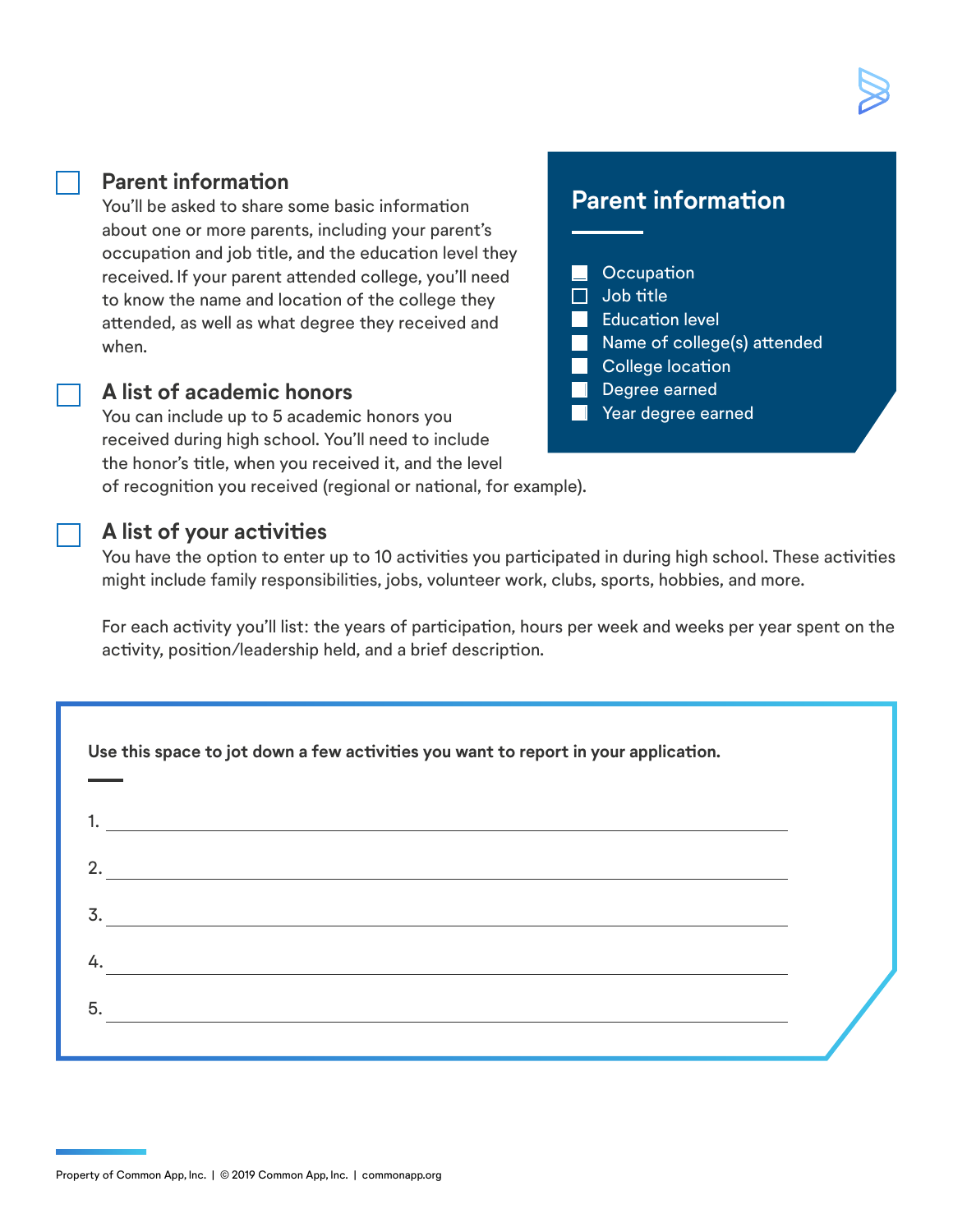## Parent information

You'll be asked to share some basic information about one or more parents, including your parent's occupation and job title, and the education level they received. If your parent attended college, you'll need to know the name and location of the college they attended, as well as what degree they received and when.

## A list of academic honors

You can include up to 5 academic honors you received during high school. You'll need to include the honor's title, when you received it, and the level of recognition you received (regional or national, for example).

## Parent information

- Occupation
- Job title
- Education level
- Name of college(s) attended
- College location
- Degree earned
- Year degree earned

## A list of your activities

You have the option to enter up to 10 activities you participated in during high school. These activities might include family responsibilities, jobs, volunteer work, clubs, sports, hobbies, and more.

For each activity you'll list: the years of participation, hours per week and weeks per year spent on the activity, position/leadership held, and a brief description.

**Use this space to jot down a few activities you want to report in your application.**

1. ______________________________
2. ______________________________
3. ______________________________
4. ______________________________
5. ______________________________

Property of Common App, Inc. | © 2019 Common App, Inc. | commonapp.org